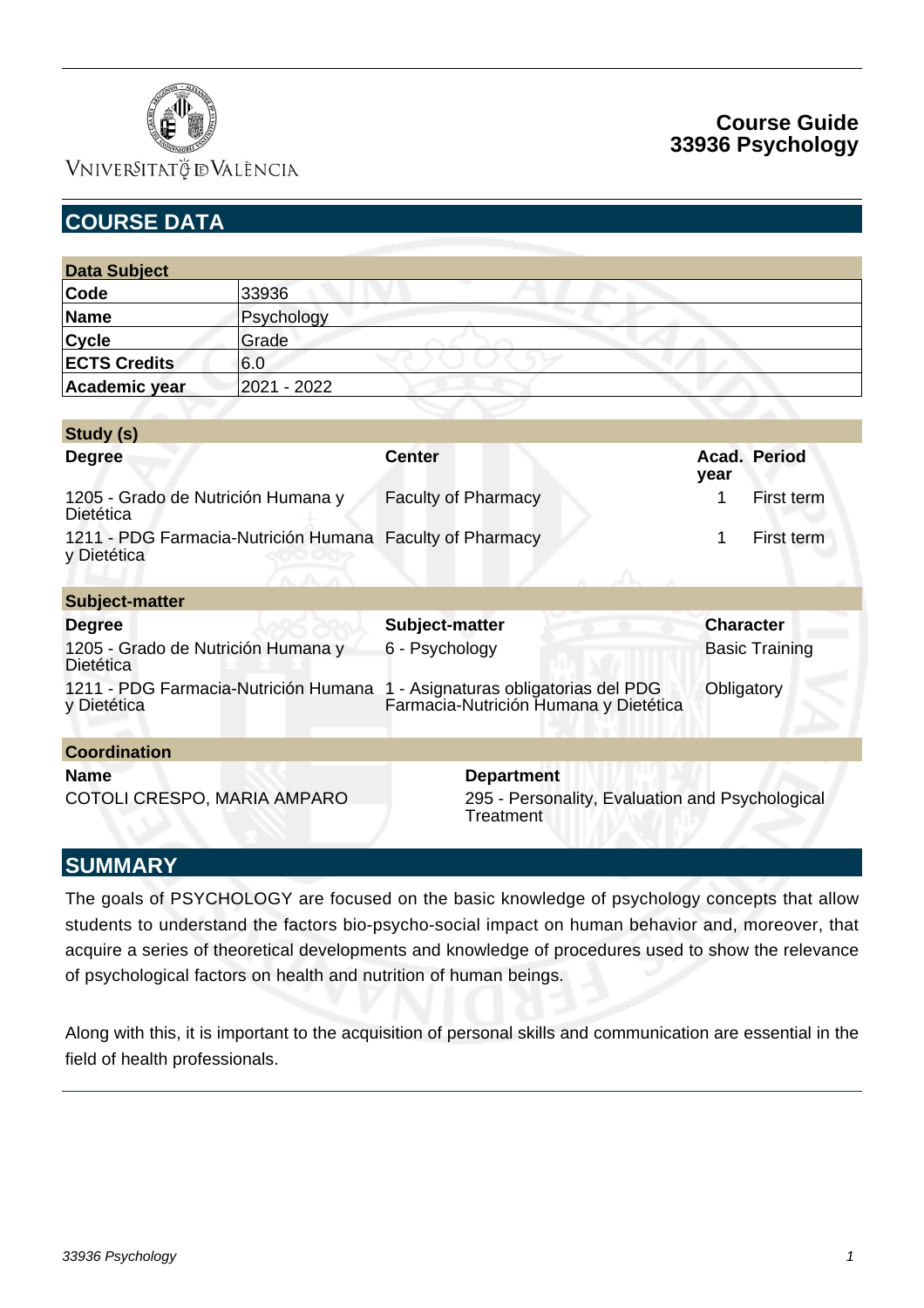# Course Guide
# 33936 Psychology

## COURSE DATA

| Data Subject | |
|---|---|
| **Code** | 33936 |
| **Name** | Psychology |
| **Cycle** | Grade |
| **ECTS Credits** | 6.0 |
| **Academic year** | 2021 - 2022 |

**Study (s)**

| Degree | Center | Acad. year | Period |
|---|---|---|---|
| 1205 - Grado de Nutrición Humana y Dietética | Faculty of Pharmacy | 1 | First term |
| 1211 - PDG Farmacia-Nutrición Humana y Dietética | Faculty of Pharmacy | 1 | First term |

**Subject-matter**

| Degree | Subject-matter | Character |
|---|---|---|
| 1205 - Grado de Nutrición Humana y Dietética | 6 - Psychology | Basic Training |
| 1211 - PDG Farmacia-Nutrición Humana y Dietética | 1 - Asignaturas obligatorias del PDG Farmacia-Nutrición Humana y Dietética | Obligatory |

**Coordination**

| Name | Department |
|---|---|
| COTOLI CRESPO, MARIA AMPARO | 295 - Personality, Evaluation and Psychological Treatment |

## SUMMARY

The goals of PSYCHOLOGY are focused on the basic knowledge of psychology concepts that allow students to understand the factors bio-psycho-social impact on human behavior and, moreover, that acquire a series of theoretical developments and knowledge of procedures used to show the relevance of psychological factors on health and nutrition of human beings.

Along with this, it is important to the acquisition of personal skills and communication are essential in the field of health professionals.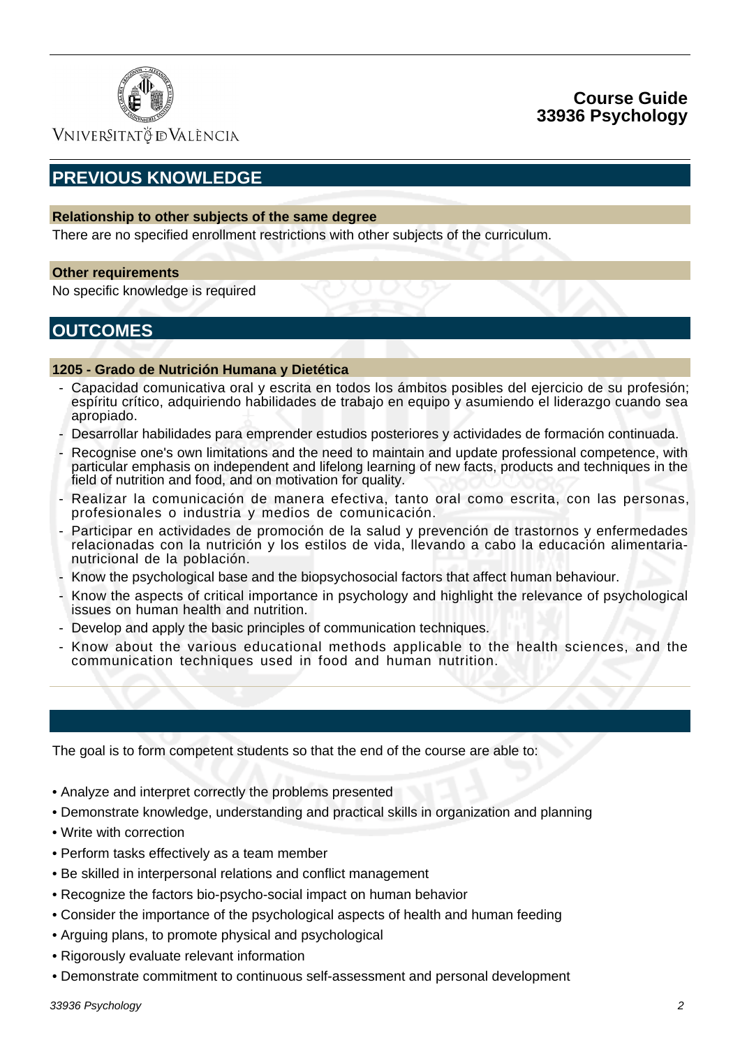## PREVIOUS KNOWLEDGE

### Relationship to other subjects of the same degree

There are no specified enrollment restrictions with other subjects of the curriculum.

### Other requirements

No specific knowledge is required

## OUTCOMES

### 1205 - Grado de Nutrición Humana y Dietética

- Capacidad comunicativa oral y escrita en todos los ámbitos posibles del ejercicio de su profesión; espíritu crítico, adquiriendo habilidades de trabajo en equipo y asumiendo el liderazgo cuando sea apropiado.
- Desarrollar habilidades para emprender estudios posteriores y actividades de formación continuada.
- Recognise one's own limitations and the need to maintain and update professional competence, with particular emphasis on independent and lifelong learning of new facts, products and techniques in the field of nutrition and food, and on motivation for quality.
- Realizar la comunicación de manera efectiva, tanto oral como escrita, con las personas, profesionales o industria y medios de comunicación.
- Participar en actividades de promoción de la salud y prevención de trastornos y enfermedades relacionadas con la nutrición y los estilos de vida, llevando a cabo la educación alimentaria-nutricional de la población.
- Know the psychological base and the biopsychosocial factors that affect human behaviour.
- Know the aspects of critical importance in psychology and highlight the relevance of psychological issues on human health and nutrition.
- Develop and apply the basic principles of communication techniques.
- Know about the various educational methods applicable to the health sciences, and the communication techniques used in food and human nutrition.

The goal is to form competent students so that the end of the course are able to:

- Analyze and interpret correctly the problems presented
- Demonstrate knowledge, understanding and practical skills in organization and planning
- Write with correction
- Perform tasks effectively as a team member
- Be skilled in interpersonal relations and conflict management
- Recognize the factors bio-psycho-social impact on human behavior
- Consider the importance of the psychological aspects of health and human feeding
- Arguing plans, to promote physical and psychological
- Rigorously evaluate relevant information
- Demonstrate commitment to continuous self-assessment and personal development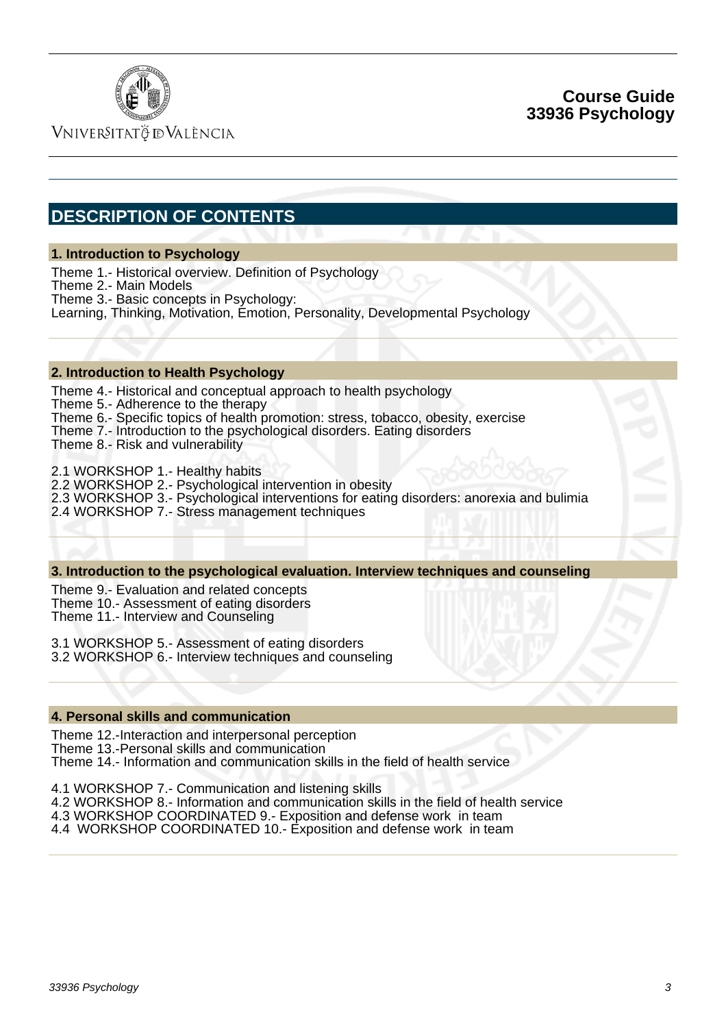## DESCRIPTION OF CONTENTS

### 1. Introduction to Psychology

Theme 1.- Historical overview. Definition of Psychology
Theme 2.- Main Models
Theme 3.- Basic concepts in Psychology:
Learning, Thinking, Motivation, Emotion, Personality, Developmental Psychology

### 2. Introduction to Health Psychology

Theme 4.- Historical and conceptual approach to health psychology
Theme 5.- Adherence to the therapy
Theme 6.- Specific topics of health promotion: stress, tobacco, obesity, exercise
Theme 7.- Introduction to the psychological disorders. Eating disorders
Theme 8.- Risk and vulnerability

2.1 WORKSHOP 1.- Healthy habits
2.2 WORKSHOP 2.- Psychological intervention in obesity
2.3 WORKSHOP 3.- Psychological interventions for eating disorders: anorexia and bulimia
2.4 WORKSHOP 7.- Stress management techniques

### 3. Introduction to the psychological evaluation. Interview techniques and counseling

Theme 9.- Evaluation and related concepts
Theme 10.- Assessment of eating disorders
Theme 11.- Interview and Counseling

3.1 WORKSHOP 5.- Assessment of eating disorders
3.2 WORKSHOP 6.- Interview techniques and counseling

### 4. Personal skills and communication

Theme 12.-Interaction and interpersonal perception
Theme 13.-Personal skills and communication
Theme 14.- Information and communication skills in the field of health service

4.1 WORKSHOP 7.- Communication and listening skills
4.2 WORKSHOP 8.- Information and communication skills in the field of health service
4.3 WORKSHOP COORDINATED 9.- Exposition and defense work in team
4.4 WORKSHOP COORDINATED 10.- Exposition and defense work in team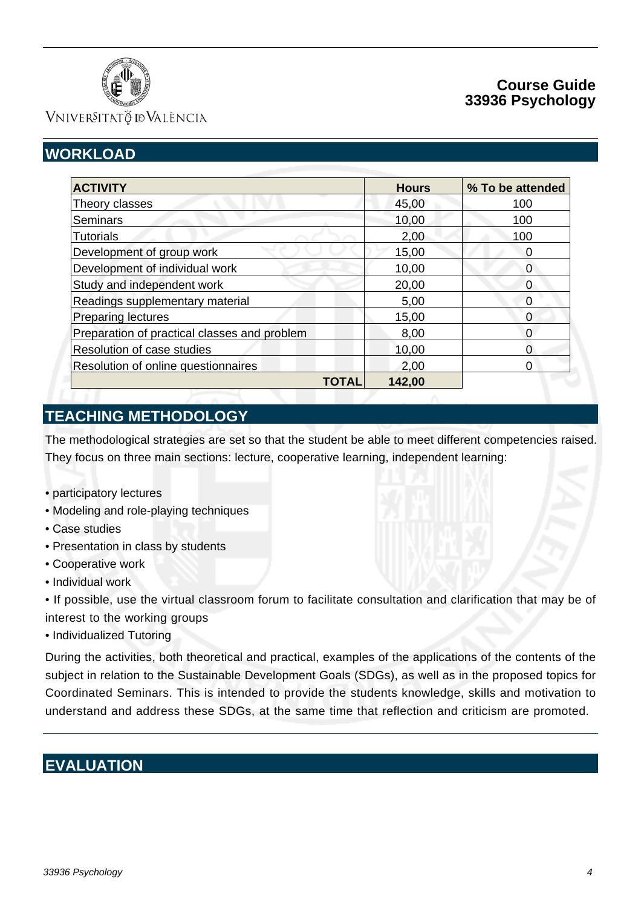## WORKLOAD

| ACTIVITY | Hours | % To be attended |
|---|---|---|
| Theory classes | 45,00 | 100 |
| Seminars | 10,00 | 100 |
| Tutorials | 2,00 | 100 |
| Development of group work | 15,00 | 0 |
| Development of individual work | 10,00 | 0 |
| Study and independent work | 20,00 | 0 |
| Readings supplementary material | 5,00 | 0 |
| Preparing lectures | 15,00 | 0 |
| Preparation of practical classes and problem | 8,00 | 0 |
| Resolution of case studies | 10,00 | 0 |
| Resolution of online questionnaires | 2,00 | 0 |
| **TOTAL** | **142,00** | |

## TEACHING METHODOLOGY

The methodological strategies are set so that the student be able to meet different competencies raised. They focus on three main sections: lecture, cooperative learning, independent learning:

- participatory lectures
- Modeling and role-playing techniques
- Case studies
- Presentation in class by students
- Cooperative work
- Individual work
- If possible, use the virtual classroom forum to facilitate consultation and clarification that may be of interest to the working groups
- Individualized Tutoring

During the activities, both theoretical and practical, examples of the applications of the contents of the subject in relation to the Sustainable Development Goals (SDGs), as well as in the proposed topics for Coordinated Seminars. This is intended to provide the students knowledge, skills and motivation to understand and address these SDGs, at the same time that reflection and criticism are promoted.

## EVALUATION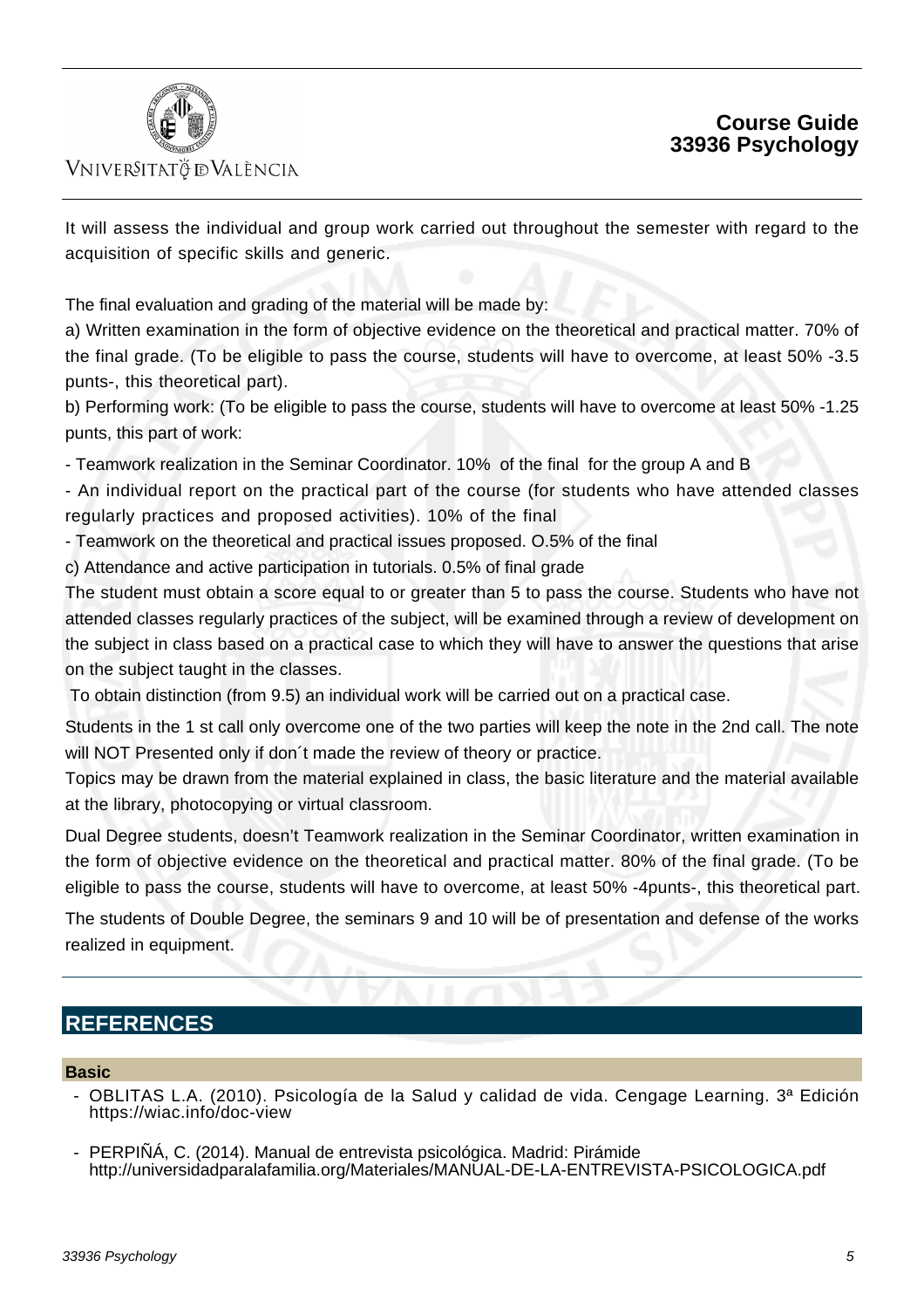It will assess the individual and group work carried out throughout the semester with regard to the acquisition of specific skills and generic.

The final evaluation and grading of the material will be made by:

a) Written examination in the form of objective evidence on the theoretical and practical matter. 70% of the final grade. (To be eligible to pass the course, students will have to overcome, at least 50% -3.5 punts-, this theoretical part).

b) Performing work: (To be eligible to pass the course, students will have to overcome at least 50% -1.25 punts, this part of work:

- Teamwork realization in the Seminar Coordinator. 10% of the final for the group A and B
- An individual report on the practical part of the course (for students who have attended classes regularly practices and proposed activities). 10% of the final
- Teamwork on the theoretical and practical issues proposed. O.5% of the final

c) Attendance and active participation in tutorials. 0.5% of final grade

The student must obtain a score equal to or greater than 5 to pass the course. Students who have not attended classes regularly practices of the subject, will be examined through a review of development on the subject in class based on a practical case to which they will have to answer the questions that arise on the subject taught in the classes.

To obtain distinction (from 9.5) an individual work will be carried out on a practical case.

Students in the 1 st call only overcome one of the two parties will keep the note in the 2nd call. The note will NOT Presented only if don´t made the review of theory or practice.

Topics may be drawn from the material explained in class, the basic literature and the material available at the library, photocopying or virtual classroom.

Dual Degree students, doesn't Teamwork realization in the Seminar Coordinator, written examination in the form of objective evidence on the theoretical and practical matter. 80% of the final grade. (To be eligible to pass the course, students will have to overcome, at least 50% -4punts-, this theoretical part.

The students of Double Degree, the seminars 9 and 10 will be of presentation and defense of the works realized in equipment.

## REFERENCES

### Basic

- OBLITAS L.A. (2010). Psicología de la Salud y calidad de vida. Cengage Learning. 3ª Edición https://wiac.info/doc-view
- PERPIÑÁ, C. (2014). Manual de entrevista psicológica. Madrid: Pirámide http://universidadparalafamilia.org/Materiales/MANUAL-DE-LA-ENTREVISTA-PSICOLOGICA.pdf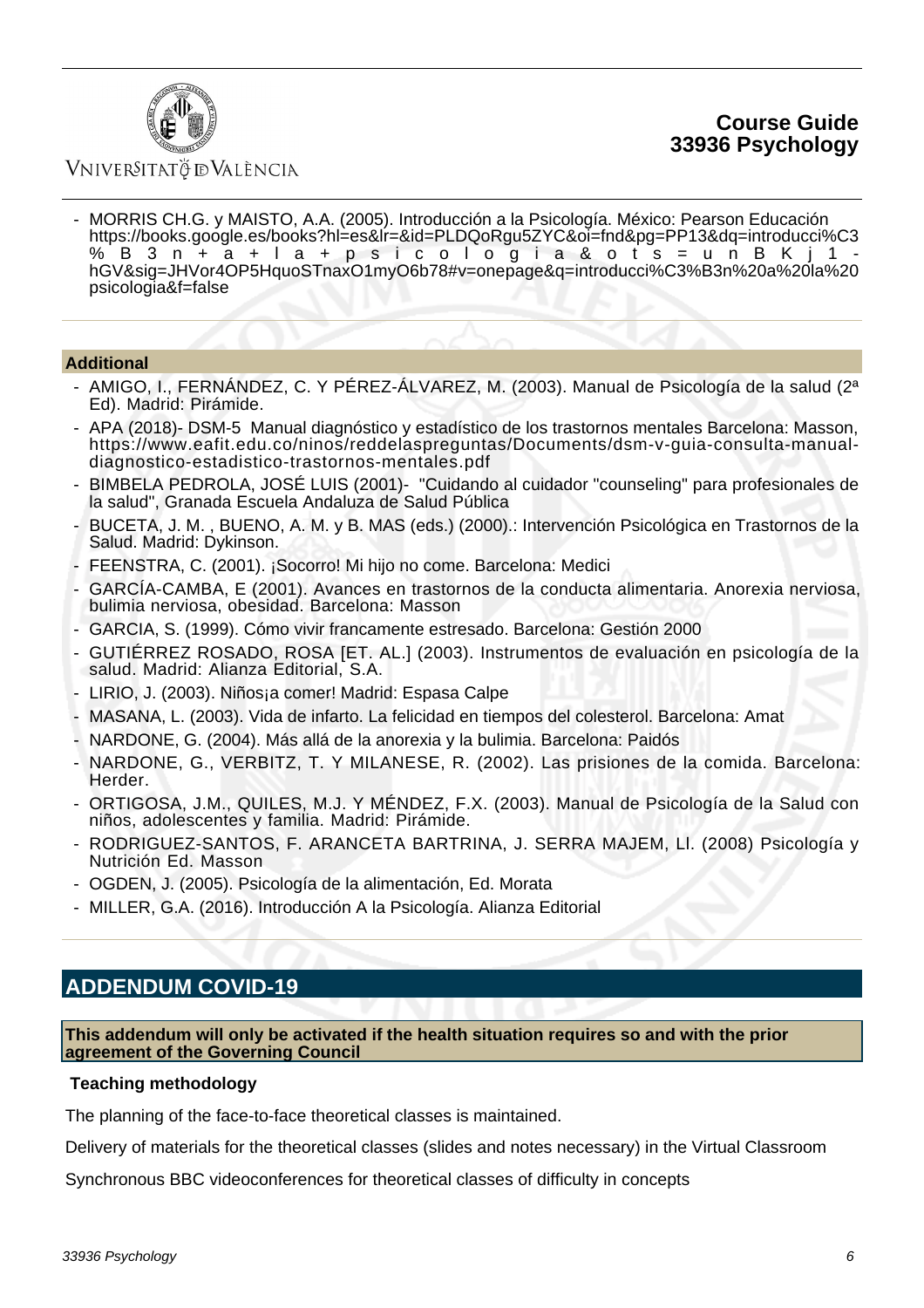- MORRIS CH.G. y MAISTO, A.A. (2005). Introducción a la Psicología. México: Pearson Educación https://books.google.es/books?hl=es&lr=&id=PLDQoRgu5ZYC&oi=fnd&pg=PP13&dq=introducci%C3%B3n+a+la+psicologia&ots=unBKj1-hGV&sig=JHVor4OP5HquoSTnaxO1myO6b78#v=onepage&q=introducci%C3%B3n%20a%20la%20psicologia&f=false

### Additional

- AMIGO, I., FERNÁNDEZ, C. Y PÉREZ-ÁLVAREZ, M. (2003). Manual de Psicología de la salud (2ª Ed). Madrid: Pirámide.
- APA (2018)- DSM-5 Manual diagnóstico y estadístico de los trastornos mentales Barcelona: Masson, https://www.eafit.edu.co/ninos/reddelaspreguntas/Documents/dsm-v-guia-consulta-manual-diagnostico-estadistico-trastornos-mentales.pdf
- BIMBELA PEDROLA, JOSÉ LUIS (2001)- "Cuidando al cuidador "counseling" para profesionales de la salud", Granada Escuela Andaluza de Salud Pública
- BUCETA, J. M. , BUENO, A. M. y B. MAS (eds.) (2000).: Intervención Psicológica en Trastornos de la Salud. Madrid: Dykinson.
- FEENSTRA, C. (2001). ¡Socorro! Mi hijo no come. Barcelona: Medici
- GARCÍA-CAMBA, E (2001). Avances en trastornos de la conducta alimentaria. Anorexia nerviosa, bulimia nerviosa, obesidad. Barcelona: Masson
- GARCIA, S. (1999). Cómo vivir francamente estresado. Barcelona: Gestión 2000
- GUTIÉRREZ ROSADO, ROSA [ET. AL.] (2003). Instrumentos de evaluación en psicología de la salud. Madrid: Alianza Editorial, S.A.
- LIRIO, J. (2003). Niños¡a comer! Madrid: Espasa Calpe
- MASANA, L. (2003). Vida de infarto. La felicidad en tiempos del colesterol. Barcelona: Amat
- NARDONE, G. (2004). Más allá de la anorexia y la bulimia. Barcelona: Paidós
- NARDONE, G., VERBITZ, T. Y MILANESE, R. (2002). Las prisiones de la comida. Barcelona: Herder.
- ORTIGOSA, J.M., QUILES, M.J. Y MÉNDEZ, F.X. (2003). Manual de Psicología de la Salud con niños, adolescentes y familia. Madrid: Pirámide.
- RODRIGUEZ-SANTOS, F. ARANCETA BARTRINA, J. SERRA MAJEM, Ll. (2008) Psicología y Nutrición Ed. Masson
- OGDEN, J. (2005). Psicología de la alimentación, Ed. Morata
- MILLER, G.A. (2016). Introducción A la Psicología. Alianza Editorial

## ADDENDUM COVID-19

**This addendum will only be activated if the health situation requires so and with the prior agreement of the Governing Council**

**Teaching methodology**

The planning of the face-to-face theoretical classes is maintained.

Delivery of materials for the theoretical classes (slides and notes necessary) in the Virtual Classroom

Synchronous BBC videoconferences for theoretical classes of difficulty in concepts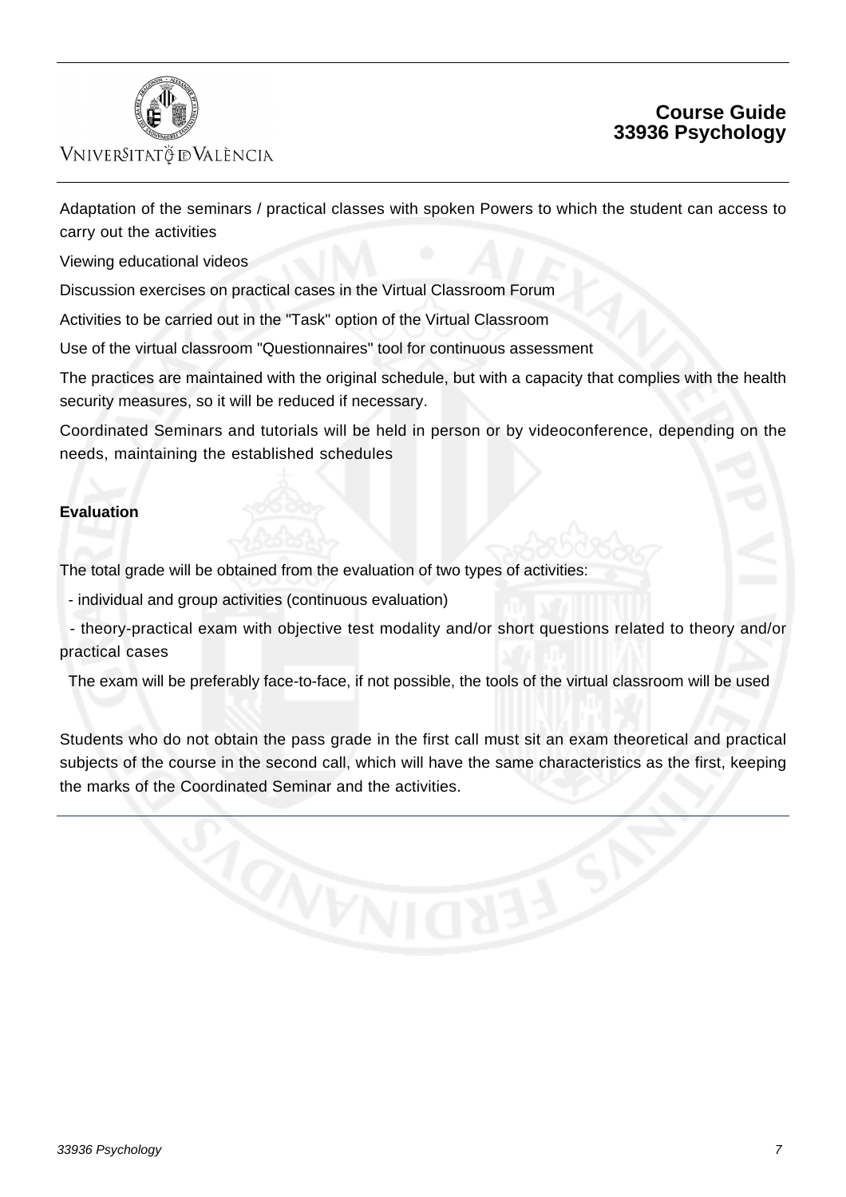Adaptation of the seminars / practical classes with spoken Powers to which the student can access to carry out the activities

Viewing educational videos

Discussion exercises on practical cases in the Virtual Classroom Forum

Activities to be carried out in the "Task" option of the Virtual Classroom

Use of the virtual classroom "Questionnaires" tool for continuous assessment

The practices are maintained with the original schedule, but with a capacity that complies with the health security measures, so it will be reduced if necessary.

Coordinated Seminars and tutorials will be held in person or by videoconference, depending on the needs, maintaining the established schedules

**Evaluation**

The total grade will be obtained from the evaluation of two types of activities:

- individual and group activities (continuous evaluation)
- theory-practical exam with objective test modality and/or short questions related to theory and/or practical cases

The exam will be preferably face-to-face, if not possible, the tools of the virtual classroom will be used

Students who do not obtain the pass grade in the first call must sit an exam theoretical and practical subjects of the course in the second call, which will have the same characteristics as the first, keeping the marks of the Coordinated Seminar and the activities.